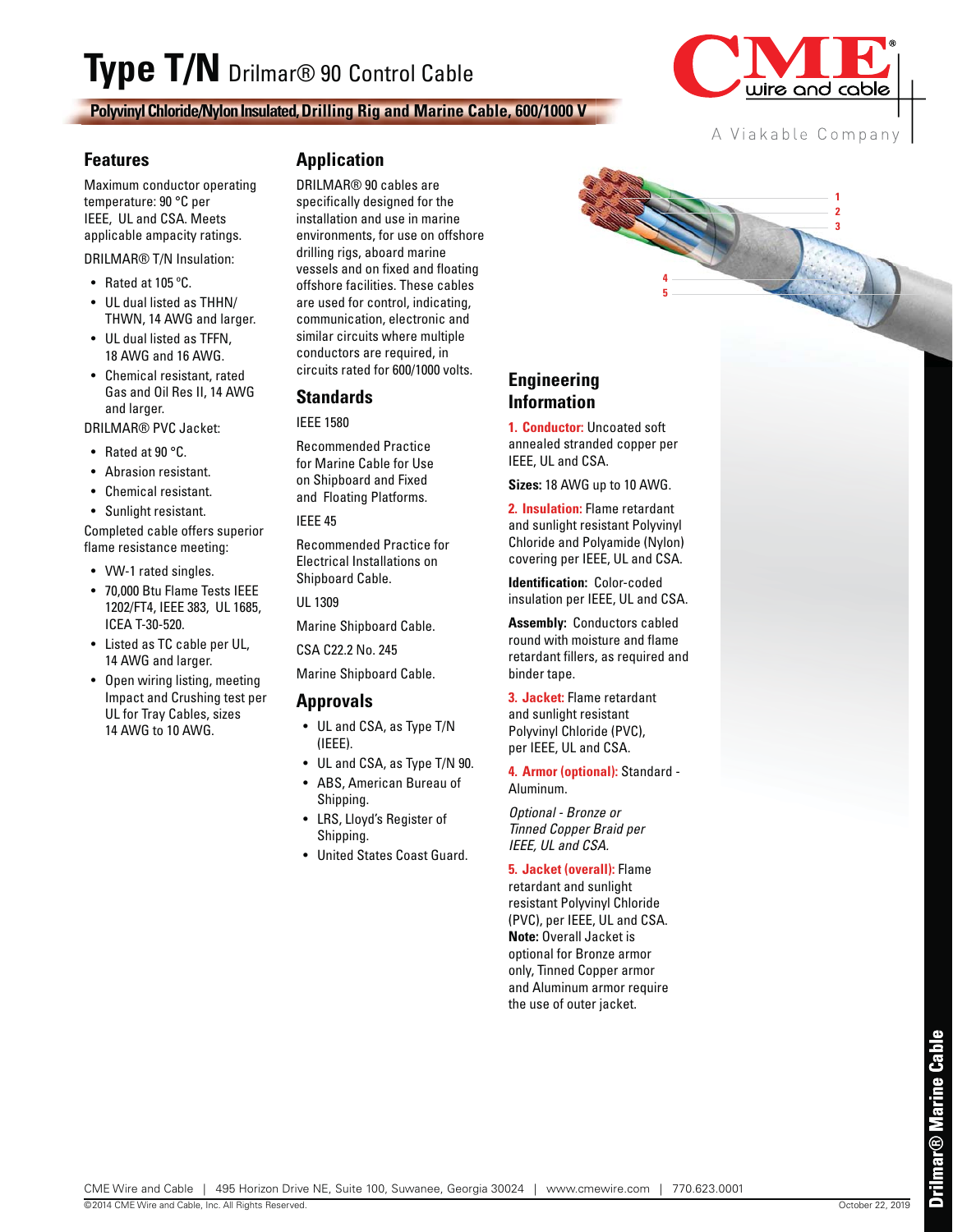# Type T/N Drilmar® 90 Control Cable

**Polyvinyl Chloride/Nylon Insulated, Drilling Rig and Marine Cable, 600/1000 V**

## Features

Maximum conductor operating temperature: 90 °C per IEEE, UL and CSA. Meets applicable ampacity ratings.

DRILMAR® T/N Insulation:

- Rated at 105 °C.
- UL dual listed as THHN/THWN, 14 AWG and larger.
- UL dual listed as TFFN, 18 AWG and 16 AWG.
- Chemical resistant, rated Gas and Oil Res II, 14 AWG and larger.

DRILMAR® PVC Jacket:

- Rated at 90 °C.
- Abrasion resistant.
- Chemical resistant.
- Sunlight resistant.

Completed cable offers superior flame resistance meeting:

- VW-1 rated singles.
- 70,000 Btu Flame Tests IEEE 1202/FT4, IEEE 383, UL 1685, ICEA T-30-520.
- Listed as TC cable per UL, 14 AWG and larger.
- Open wiring listing, meeting Impact and Crushing test per UL for Tray Cables, sizes 14 AWG to 10 AWG.

## Application

DRILMAR® 90 cables are specifically designed for the installation and use in marine environments, for use on offshore drilling rigs, aboard marine vessels and on fixed and floating offshore facilities. These cables are used for control, indicating, communication, electronic and similar circuits where multiple conductors are required, in circuits rated for 600/1000 volts.

## Standards

IEEE 1580

Recommended Practice for Marine Cable for Use on Shipboard and Fixed and Floating Platforms.

IEEE 45

Recommended Practice for Electrical Installations on Shipboard Cable.

UL 1309

Marine Shipboard Cable.

CSA C22.2 No. 245

Marine Shipboard Cable.

## Approvals

- UL and CSA, as Type T/N (IEEE).
- UL and CSA, as Type T/N 90.
- ABS, American Bureau of Shipping.
- LRS, Lloyd's Register of Shipping.
- United States Coast Guard.

## Engineering Information

**1. Conductor:** Uncoated soft annealed stranded copper per IEEE, UL and CSA.

**Sizes:** 18 AWG up to 10 AWG.

**2. Insulation:** Flame retardant and sunlight resistant Polyvinyl Chloride and Polyamide (Nylon) covering per IEEE, UL and CSA.

**Identification:** Color-coded insulation per IEEE, UL and CSA.

**Assembly:** Conductors cabled round with moisture and flame retardant fillers, as required and binder tape.

**3. Jacket:** Flame retardant and sunlight resistant Polyvinyl Chloride (PVC), per IEEE, UL and CSA.

**4. Armor (optional):** Standard - Aluminum.

*Optional - Bronze or Tinned Copper Braid per IEEE, UL and CSA.*

**5. Jacket (overall):** Flame retardant and sunlight resistant Polyvinyl Chloride (PVC), per IEEE, UL and CSA. **Note:** Overall Jacket is optional for Bronze armor only, Tinned Copper armor and Aluminum armor require the use of outer jacket.

CME Wire and Cable | 495 Horizon Drive NE, Suite 100, Suwanee, Georgia 30024 | www.cmewire.com | 770.623.0001

©2014 CME Wire and Cable, Inc. All Rights Reserved. October 22, 2019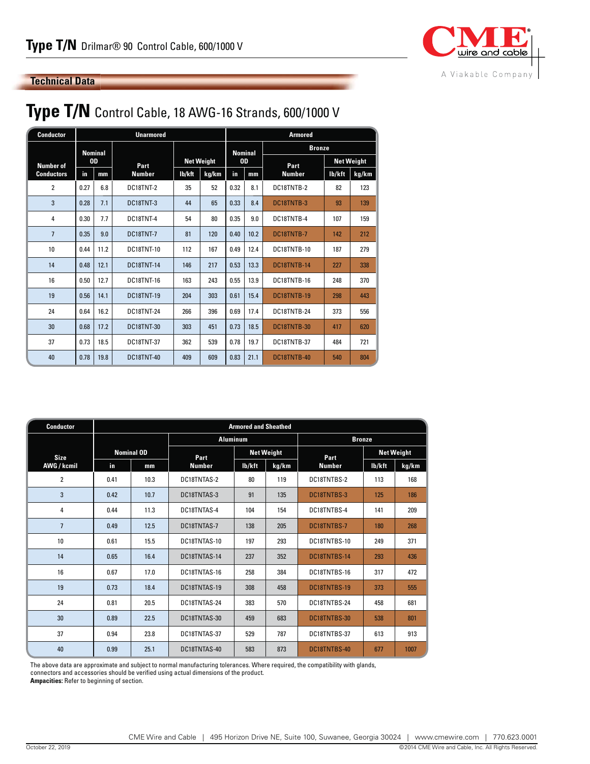# Type T/N Drilmar® 90 Control Cable, 600/1000 V

## Technical Data

## Type T/N Control Cable, 18 AWG-16 Strands, 600/1000 V

| Conductor | Unarmored | | | | | Armored | | | | |
|---|---|---|---|---|---|---|---|---|---|---|
| | | | | | | | | Bronze | | |
| Number of Conductors | Nominal OD | | Part Number | Net Weight | | Nominal OD | | Part Number | Net Weight | |
| | in | mm | | lb/kft | kg/km | in | mm | | lb/kft | kg/km |
| 2 | 0.27 | 6.8 | DC18TNT-2 | 35 | 52 | 0.32 | 8.1 | DC18TNTB-2 | 82 | 123 |
| 3 | 0.28 | 7.1 | DC18TNT-3 | 44 | 65 | 0.33 | 8.4 | DC18TNTB-3 | 93 | 139 |
| 4 | 0.30 | 7.7 | DC18TNT-4 | 54 | 80 | 0.35 | 9.0 | DC18TNTB-4 | 107 | 159 |
| 7 | 0.35 | 9.0 | DC18TNT-7 | 81 | 120 | 0.40 | 10.2 | DC18TNTB-7 | 142 | 212 |
| 10 | 0.44 | 11.2 | DC18TNT-10 | 112 | 167 | 0.49 | 12.4 | DC18TNTB-10 | 187 | 279 |
| 14 | 0.48 | 12.1 | DC18TNT-14 | 146 | 217 | 0.53 | 13.3 | DC18TNTB-14 | 227 | 338 |
| 16 | 0.50 | 12.7 | DC18TNT-16 | 163 | 243 | 0.55 | 13.9 | DC18TNTB-16 | 248 | 370 |
| 19 | 0.56 | 14.1 | DC18TNT-19 | 204 | 303 | 0.61 | 15.4 | DC18TNTB-19 | 298 | 443 |
| 24 | 0.64 | 16.2 | DC18TNT-24 | 266 | 396 | 0.69 | 17.4 | DC18TNTB-24 | 373 | 556 |
| 30 | 0.68 | 17.2 | DC18TNT-30 | 303 | 451 | 0.73 | 18.5 | DC18TNTB-30 | 417 | 620 |
| 37 | 0.73 | 18.5 | DC18TNT-37 | 362 | 539 | 0.78 | 19.7 | DC18TNTB-37 | 484 | 721 |
| 40 | 0.78 | 19.8 | DC18TNT-40 | 409 | 609 | 0.83 | 21.1 | DC18TNTB-40 | 540 | 804 |

| Conductor | Armored and Sheathed | | | | | | | |
|---|---|---|---|---|---|---|---|---|
| | | | Aluminum | | | Bronze | | |
| Size AWG / kcmil | Nominal OD | | Part Number | Net Weight | | Part Number | Net Weight | |
| | in | mm | | lb/kft | kg/km | | lb/kft | kg/km |
| 2 | 0.41 | 10.3 | DC18TNTAS-2 | 80 | 119 | DC18TNTBS-2 | 113 | 168 |
| 3 | 0.42 | 10.7 | DC18TNTAS-3 | 91 | 135 | DC18TNTBS-3 | 125 | 186 |
| 4 | 0.44 | 11.3 | DC18TNTAS-4 | 104 | 154 | DC18TNTBS-4 | 141 | 209 |
| 7 | 0.49 | 12.5 | DC18TNTAS-7 | 138 | 205 | DC18TNTBS-7 | 180 | 268 |
| 10 | 0.61 | 15.5 | DC18TNTAS-10 | 197 | 293 | DC18TNTBS-10 | 249 | 371 |
| 14 | 0.65 | 16.4 | DC18TNTAS-14 | 237 | 352 | DC18TNTBS-14 | 293 | 436 |
| 16 | 0.67 | 17.0 | DC18TNTAS-16 | 258 | 384 | DC18TNTBS-16 | 317 | 472 |
| 19 | 0.73 | 18.4 | DC18TNTAS-19 | 308 | 458 | DC18TNTBS-19 | 373 | 555 |
| 24 | 0.81 | 20.5 | DC18TNTAS-24 | 383 | 570 | DC18TNTBS-24 | 458 | 681 |
| 30 | 0.89 | 22.5 | DC18TNTAS-30 | 459 | 683 | DC18TNTBS-30 | 538 | 801 |
| 37 | 0.94 | 23.8 | DC18TNTAS-37 | 529 | 787 | DC18TNTBS-37 | 613 | 913 |
| 40 | 0.99 | 25.1 | DC18TNTAS-40 | 583 | 873 | DC18TNTBS-40 | 677 | 1007 |

The above data are approximate and subject to normal manufacturing tolerances. Where required, the compatibility with glands, connectors and accessories should be verified using actual dimensions of the product.

**Ampacities:** Refer to beginning of section.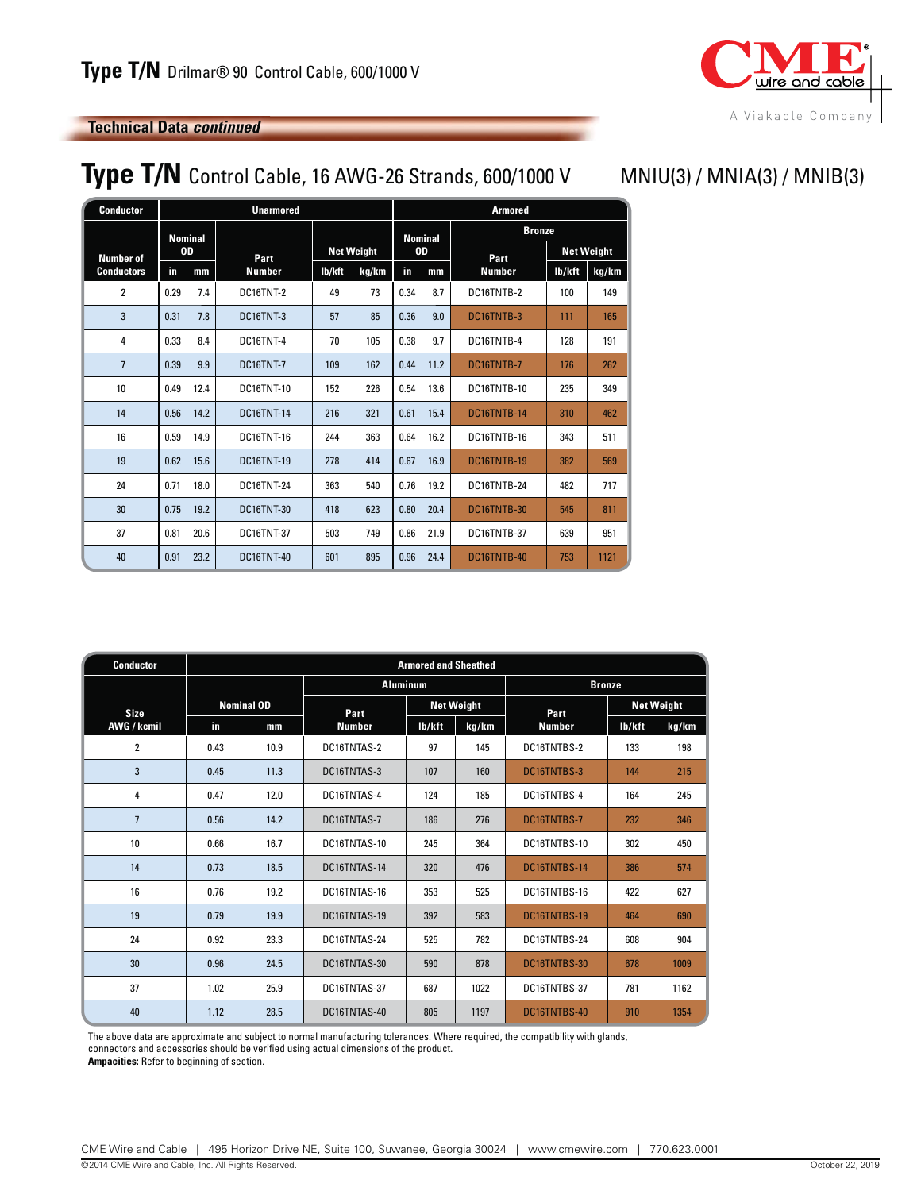# Type T/N Drilmar® 90 Control Cable, 600/1000 V

## Technical Data *continued*

## Type T/N Control Cable, 16 AWG-26 Strands, 600/1000 V

MNIU(3) / MNIA(3) / MNIB(3)

| Conductor | Unarmored | | | | | Armored | | | | |
|---|---|---|---|---|---|---|---|---|---|---|
| | | | | | | | | Bronze | | |
| Number of Conductors | Nominal OD | | Part Number | Net Weight | | Nominal OD | | Part Number | Net Weight | |
| | in | mm | | lb/kft | kg/km | in | mm | | lb/kft | kg/km |
| 2 | 0.29 | 7.4 | DC16TNT-2 | 49 | 73 | 0.34 | 8.7 | DC16TNTB-2 | 100 | 149 |
| 3 | 0.31 | 7.8 | DC16TNT-3 | 57 | 85 | 0.36 | 9.0 | DC16TNTB-3 | 111 | 165 |
| 4 | 0.33 | 8.4 | DC16TNT-4 | 70 | 105 | 0.38 | 9.7 | DC16TNTB-4 | 128 | 191 |
| 7 | 0.39 | 9.9 | DC16TNT-7 | 109 | 162 | 0.44 | 11.2 | DC16TNTB-7 | 176 | 262 |
| 10 | 0.49 | 12.4 | DC16TNT-10 | 152 | 226 | 0.54 | 13.6 | DC16TNTB-10 | 235 | 349 |
| 14 | 0.56 | 14.2 | DC16TNT-14 | 216 | 321 | 0.61 | 15.4 | DC16TNTB-14 | 310 | 462 |
| 16 | 0.59 | 14.9 | DC16TNT-16 | 244 | 363 | 0.64 | 16.2 | DC16TNTB-16 | 343 | 511 |
| 19 | 0.62 | 15.6 | DC16TNT-19 | 278 | 414 | 0.67 | 16.9 | DC16TNTB-19 | 382 | 569 |
| 24 | 0.71 | 18.0 | DC16TNT-24 | 363 | 540 | 0.76 | 19.2 | DC16TNTB-24 | 482 | 717 |
| 30 | 0.75 | 19.2 | DC16TNT-30 | 418 | 623 | 0.80 | 20.4 | DC16TNTB-30 | 545 | 811 |
| 37 | 0.81 | 20.6 | DC16TNT-37 | 503 | 749 | 0.86 | 21.9 | DC16TNTB-37 | 639 | 951 |
| 40 | 0.91 | 23.2 | DC16TNT-40 | 601 | 895 | 0.96 | 24.4 | DC16TNTB-40 | 753 | 1121 |

| Conductor | Armored and Sheathed | | | | | | | |
|---|---|---|---|---|---|---|---|---|
| | | | Aluminum | | | Bronze | | |
| Size AWG / kcmil | Nominal OD | | Part Number | Net Weight | | Part Number | Net Weight | |
| | in | mm | | lb/kft | kg/km | | lb/kft | kg/km |
| 2 | 0.43 | 10.9 | DC16TNTAS-2 | 97 | 145 | DC16TNTBS-2 | 133 | 198 |
| 3 | 0.45 | 11.3 | DC16TNTAS-3 | 107 | 160 | DC16TNTBS-3 | 144 | 215 |
| 4 | 0.47 | 12.0 | DC16TNTAS-4 | 124 | 185 | DC16TNTBS-4 | 164 | 245 |
| 7 | 0.56 | 14.2 | DC16TNTAS-7 | 186 | 276 | DC16TNTBS-7 | 232 | 346 |
| 10 | 0.66 | 16.7 | DC16TNTAS-10 | 245 | 364 | DC16TNTBS-10 | 302 | 450 |
| 14 | 0.73 | 18.5 | DC16TNTAS-14 | 320 | 476 | DC16TNTBS-14 | 386 | 574 |
| 16 | 0.76 | 19.2 | DC16TNTAS-16 | 353 | 525 | DC16TNTBS-16 | 422 | 627 |
| 19 | 0.79 | 19.9 | DC16TNTAS-19 | 392 | 583 | DC16TNTBS-19 | 464 | 690 |
| 24 | 0.92 | 23.3 | DC16TNTAS-24 | 525 | 782 | DC16TNTBS-24 | 608 | 904 |
| 30 | 0.96 | 24.5 | DC16TNTAS-30 | 590 | 878 | DC16TNTBS-30 | 678 | 1009 |
| 37 | 1.02 | 25.9 | DC16TNTAS-37 | 687 | 1022 | DC16TNTBS-37 | 781 | 1162 |
| 40 | 1.12 | 28.5 | DC16TNTAS-40 | 805 | 1197 | DC16TNTBS-40 | 910 | 1354 |

The above data are approximate and subject to normal manufacturing tolerances. Where required, the compatibility with glands, connectors and accessories should be verified using actual dimensions of the product.

**Ampacities:** Refer to beginning of section.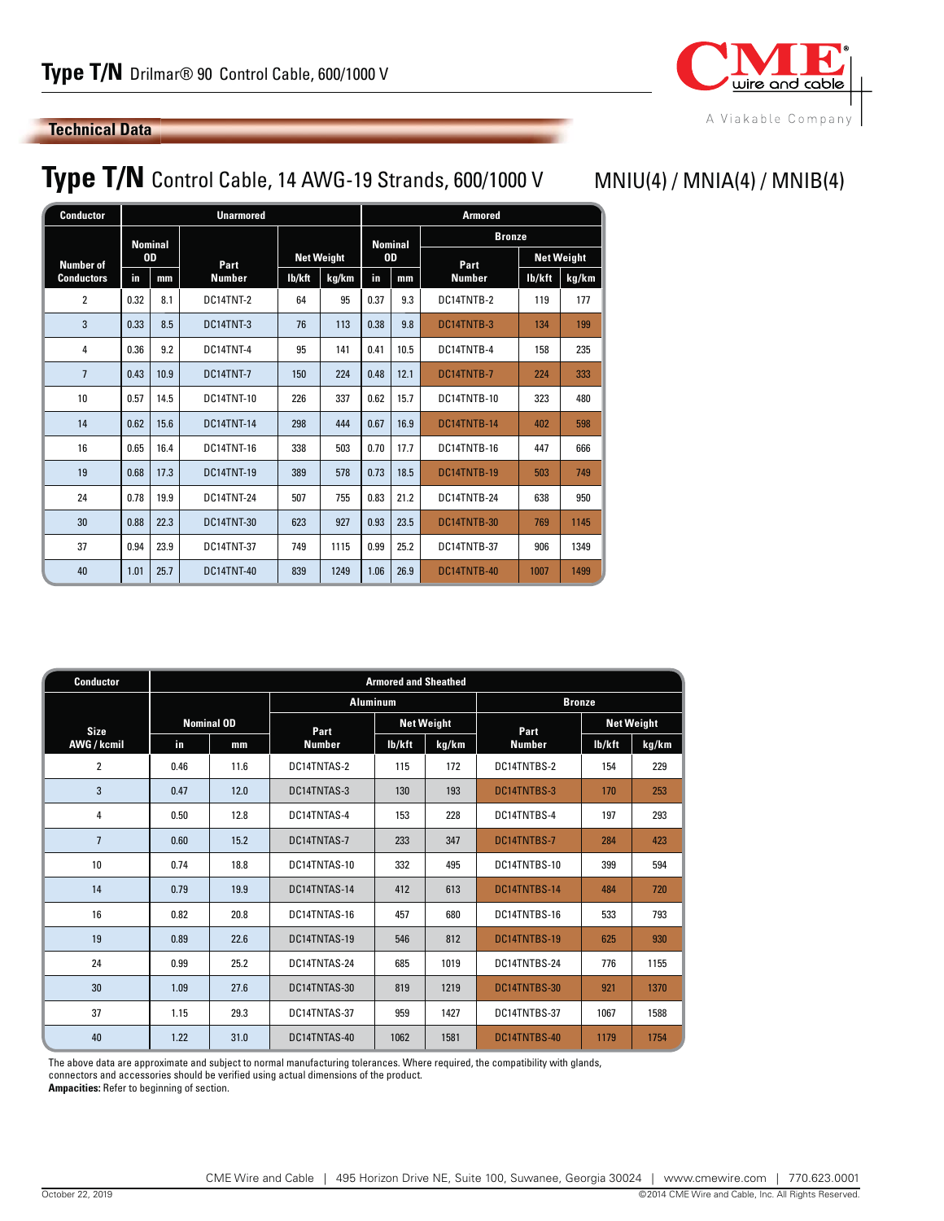# Type T/N Drilmar® 90 Control Cable, 600/1000 V

## Technical Data

## Type T/N Control Cable, 14 AWG-19 Strands, 600/1000 V

MNIU(4) / MNIA(4) / MNIB(4)

| Conductor | Unarmored | | | | | Armored | | | | |
|---|---|---|---|---|---|---|---|---|---|---|
| | | | | | | | | Bronze | | |
| Number of Conductors | Nominal OD | | Part Number | Net Weight | | Nominal OD | | Part Number | Net Weight | |
| | in | mm | | lb/kft | kg/km | in | mm | | lb/kft | kg/km |
| 2 | 0.32 | 8.1 | DC14TNT-2 | 64 | 95 | 0.37 | 9.3 | DC14TNTB-2 | 119 | 177 |
| 3 | 0.33 | 8.5 | DC14TNT-3 | 76 | 113 | 0.38 | 9.8 | DC14TNTB-3 | 134 | 199 |
| 4 | 0.36 | 9.2 | DC14TNT-4 | 95 | 141 | 0.41 | 10.5 | DC14TNTB-4 | 158 | 235 |
| 7 | 0.43 | 10.9 | DC14TNT-7 | 150 | 224 | 0.48 | 12.1 | DC14TNTB-7 | 224 | 333 |
| 10 | 0.57 | 14.5 | DC14TNT-10 | 226 | 337 | 0.62 | 15.7 | DC14TNTB-10 | 323 | 480 |
| 14 | 0.62 | 15.6 | DC14TNT-14 | 298 | 444 | 0.67 | 16.9 | DC14TNTB-14 | 402 | 598 |
| 16 | 0.65 | 16.4 | DC14TNT-16 | 338 | 503 | 0.70 | 17.7 | DC14TNTB-16 | 447 | 666 |
| 19 | 0.68 | 17.3 | DC14TNT-19 | 389 | 578 | 0.73 | 18.5 | DC14TNTB-19 | 503 | 749 |
| 24 | 0.78 | 19.9 | DC14TNT-24 | 507 | 755 | 0.83 | 21.2 | DC14TNTB-24 | 638 | 950 |
| 30 | 0.88 | 22.3 | DC14TNT-30 | 623 | 927 | 0.93 | 23.5 | DC14TNTB-30 | 769 | 1145 |
| 37 | 0.94 | 23.9 | DC14TNT-37 | 749 | 1115 | 0.99 | 25.2 | DC14TNTB-37 | 906 | 1349 |
| 40 | 1.01 | 25.7 | DC14TNT-40 | 839 | 1249 | 1.06 | 26.9 | DC14TNTB-40 | 1007 | 1499 |

| Conductor | Armored and Sheathed | | | | | | | |
|---|---|---|---|---|---|---|---|---|
| | | | Aluminum | | | Bronze | | |
| Size AWG / kcmil | Nominal OD | | Part Number | Net Weight | | Part Number | Net Weight | |
| | in | mm | | lb/kft | kg/km | | lb/kft | kg/km |
| 2 | 0.46 | 11.6 | DC14TNTAS-2 | 115 | 172 | DC14TNTBS-2 | 154 | 229 |
| 3 | 0.47 | 12.0 | DC14TNTAS-3 | 130 | 193 | DC14TNTBS-3 | 170 | 253 |
| 4 | 0.50 | 12.8 | DC14TNTAS-4 | 153 | 228 | DC14TNTBS-4 | 197 | 293 |
| 7 | 0.60 | 15.2 | DC14TNTAS-7 | 233 | 347 | DC14TNTBS-7 | 284 | 423 |
| 10 | 0.74 | 18.8 | DC14TNTAS-10 | 332 | 495 | DC14TNTBS-10 | 399 | 594 |
| 14 | 0.79 | 19.9 | DC14TNTAS-14 | 412 | 613 | DC14TNTBS-14 | 484 | 720 |
| 16 | 0.82 | 20.8 | DC14TNTAS-16 | 457 | 680 | DC14TNTBS-16 | 533 | 793 |
| 19 | 0.89 | 22.6 | DC14TNTAS-19 | 546 | 812 | DC14TNTBS-19 | 625 | 930 |
| 24 | 0.99 | 25.2 | DC14TNTAS-24 | 685 | 1019 | DC14TNTBS-24 | 776 | 1155 |
| 30 | 1.09 | 27.6 | DC14TNTAS-30 | 819 | 1219 | DC14TNTBS-30 | 921 | 1370 |
| 37 | 1.15 | 29.3 | DC14TNTAS-37 | 959 | 1427 | DC14TNTBS-37 | 1067 | 1588 |
| 40 | 1.22 | 31.0 | DC14TNTAS-40 | 1062 | 1581 | DC14TNTBS-40 | 1179 | 1754 |

The above data are approximate and subject to normal manufacturing tolerances. Where required, the compatibility with glands, connectors and accessories should be verified using actual dimensions of the product.

**Ampacities:** Refer to beginning of section.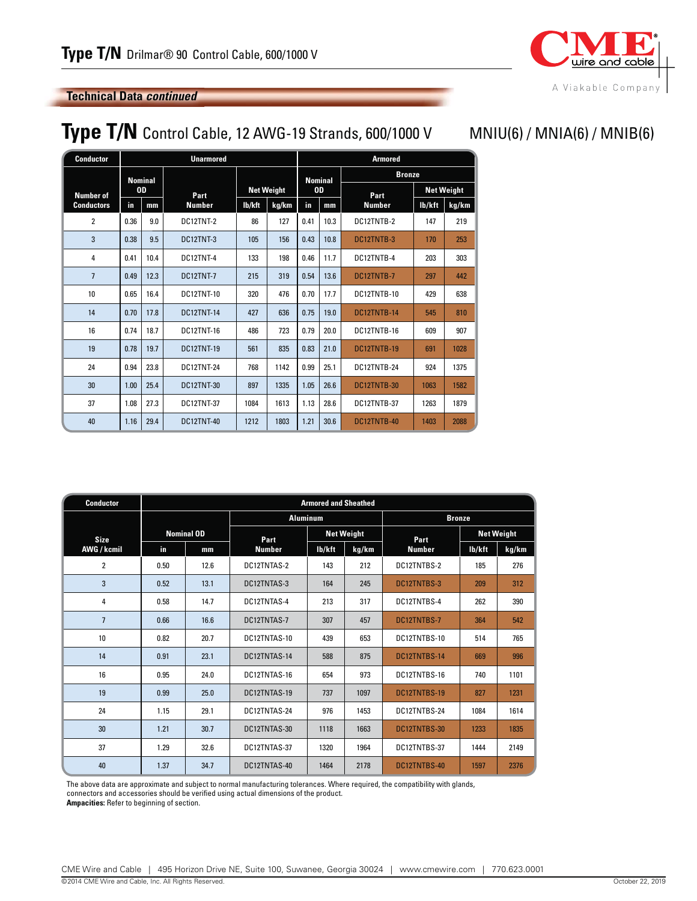# Type T/N Drilmar® 90 Control Cable, 600/1000 V

## Technical Data *continued*

## Type T/N Control Cable, 12 AWG-19 Strands, 600/1000 V MNIU(6) / MNIA(6) / MNIB(6)

| Conductor | Unarmored | | | | | Armored | | | | |
|---|---|---|---|---|---|---|---|---|---|---|
| | Nominal OD | | Part Number | Net Weight | | Nominal OD | | Bronze | | |
| Number of Conductors | in | mm | | lb/kft | kg/km | in | mm | Part Number | Net Weight lb/kft | Net Weight kg/km |
| 2 | 0.36 | 9.0 | DC12TNT-2 | 86 | 127 | 0.41 | 10.3 | DC12TNTB-2 | 147 | 219 |
| 3 | 0.38 | 9.5 | DC12TNT-3 | 105 | 156 | 0.43 | 10.8 | DC12TNTB-3 | 170 | 253 |
| 4 | 0.41 | 10.4 | DC12TNT-4 | 133 | 198 | 0.46 | 11.7 | DC12TNTB-4 | 203 | 303 |
| 7 | 0.49 | 12.3 | DC12TNT-7 | 215 | 319 | 0.54 | 13.6 | DC12TNTB-7 | 297 | 442 |
| 10 | 0.65 | 16.4 | DC12TNT-10 | 320 | 476 | 0.70 | 17.7 | DC12TNTB-10 | 429 | 638 |
| 14 | 0.70 | 17.8 | DC12TNT-14 | 427 | 636 | 0.75 | 19.0 | DC12TNTB-14 | 545 | 810 |
| 16 | 0.74 | 18.7 | DC12TNT-16 | 486 | 723 | 0.79 | 20.0 | DC12TNTB-16 | 609 | 907 |
| 19 | 0.78 | 19.7 | DC12TNT-19 | 561 | 835 | 0.83 | 21.0 | DC12TNTB-19 | 691 | 1028 |
| 24 | 0.94 | 23.8 | DC12TNT-24 | 768 | 1142 | 0.99 | 25.1 | DC12TNTB-24 | 924 | 1375 |
| 30 | 1.00 | 25.4 | DC12TNT-30 | 897 | 1335 | 1.05 | 26.6 | DC12TNTB-30 | 1063 | 1582 |
| 37 | 1.08 | 27.3 | DC12TNT-37 | 1084 | 1613 | 1.13 | 28.6 | DC12TNTB-37 | 1263 | 1879 |
| 40 | 1.16 | 29.4 | DC12TNT-40 | 1212 | 1803 | 1.21 | 30.6 | DC12TNTB-40 | 1403 | 2088 |

| Conductor | Armored and Sheathed | | | | | | | |
|---|---|---|---|---|---|---|---|---|
| | Nominal OD | | Aluminum | | | Bronze | | |
| | | | Part Number | Net Weight | | Part Number | Net Weight | |
| Size AWG / kcmil | in | mm | | lb/kft | kg/km | | lb/kft | kg/km |
| 2 | 0.50 | 12.6 | DC12TNTAS-2 | 143 | 212 | DC12TNTBS-2 | 185 | 276 |
| 3 | 0.52 | 13.1 | DC12TNTAS-3 | 164 | 245 | DC12TNTBS-3 | 209 | 312 |
| 4 | 0.58 | 14.7 | DC12TNTAS-4 | 213 | 317 | DC12TNTBS-4 | 262 | 390 |
| 7 | 0.66 | 16.6 | DC12TNTAS-7 | 307 | 457 | DC12TNTBS-7 | 364 | 542 |
| 10 | 0.82 | 20.7 | DC12TNTAS-10 | 439 | 653 | DC12TNTBS-10 | 514 | 765 |
| 14 | 0.91 | 23.1 | DC12TNTAS-14 | 588 | 875 | DC12TNTBS-14 | 669 | 996 |
| 16 | 0.95 | 24.0 | DC12TNTAS-16 | 654 | 973 | DC12TNTBS-16 | 740 | 1101 |
| 19 | 0.99 | 25.0 | DC12TNTAS-19 | 737 | 1097 | DC12TNTBS-19 | 827 | 1231 |
| 24 | 1.15 | 29.1 | DC12TNTAS-24 | 976 | 1453 | DC12TNTBS-24 | 1084 | 1614 |
| 30 | 1.21 | 30.7 | DC12TNTAS-30 | 1118 | 1663 | DC12TNTBS-30 | 1233 | 1835 |
| 37 | 1.29 | 32.6 | DC12TNTAS-37 | 1320 | 1964 | DC12TNTBS-37 | 1444 | 2149 |
| 40 | 1.37 | 34.7 | DC12TNTAS-40 | 1464 | 2178 | DC12TNTBS-40 | 1597 | 2376 |

The above data are approximate and subject to normal manufacturing tolerances. Where required, the compatibility with glands, connectors and accessories should be verified using actual dimensions of the product.

**Ampacities:** Refer to beginning of section.

CME Wire and Cable | 495 Horizon Drive NE, Suite 100, Suwanee, Georgia 30024 | www.cmewire.com | 770.623.0001

©2014 CME Wire and Cable, Inc. All Rights Reserved. October 22, 2019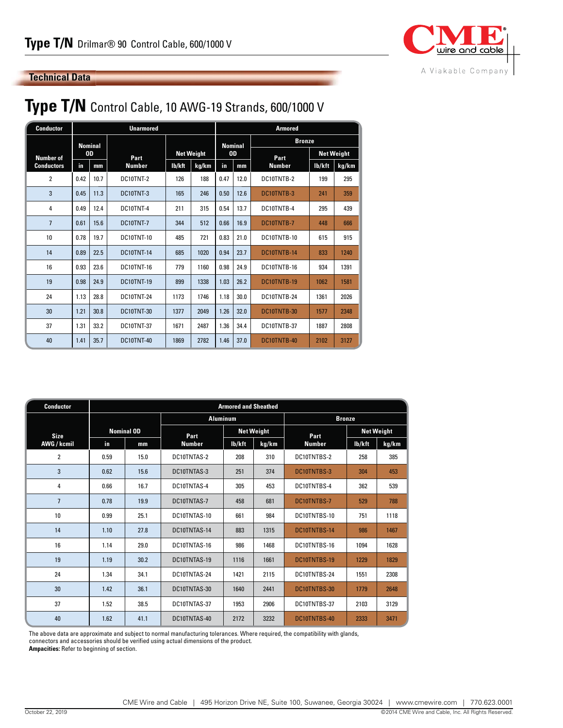# Type T/N Drilmar® 90 Control Cable, 600/1000 V

## Technical Data

## Type T/N Control Cable, 10 AWG-19 Strands, 600/1000 V

| Conductor | Unarmored | | | | | Armored | | | | |
|---|---|---|---|---|---|---|---|---|---|---|
| | | | | | | | | Bronze | | |
| Number of Conductors | Nominal OD | | Part Number | Net Weight | | Nominal OD | | Part Number | Net Weight | |
| | in | mm | | lb/kft | kg/km | in | mm | | lb/kft | kg/km |
| 2 | 0.42 | 10.7 | DC10TNT-2 | 126 | 188 | 0.47 | 12.0 | DC10TNTB-2 | 199 | 295 |
| 3 | 0.45 | 11.3 | DC10TNT-3 | 165 | 246 | 0.50 | 12.6 | DC10TNTB-3 | 241 | 359 |
| 4 | 0.49 | 12.4 | DC10TNT-4 | 211 | 315 | 0.54 | 13.7 | DC10TNTB-4 | 295 | 439 |
| 7 | 0.61 | 15.6 | DC10TNT-7 | 344 | 512 | 0.66 | 16.9 | DC10TNTB-7 | 448 | 666 |
| 10 | 0.78 | 19.7 | DC10TNT-10 | 485 | 721 | 0.83 | 21.0 | DC10TNTB-10 | 615 | 915 |
| 14 | 0.89 | 22.5 | DC10TNT-14 | 685 | 1020 | 0.94 | 23.7 | DC10TNTB-14 | 833 | 1240 |
| 16 | 0.93 | 23.6 | DC10TNT-16 | 779 | 1160 | 0.98 | 24.9 | DC10TNTB-16 | 934 | 1391 |
| 19 | 0.98 | 24.9 | DC10TNT-19 | 899 | 1338 | 1.03 | 26.2 | DC10TNTB-19 | 1062 | 1581 |
| 24 | 1.13 | 28.8 | DC10TNT-24 | 1173 | 1746 | 1.18 | 30.0 | DC10TNTB-24 | 1361 | 2026 |
| 30 | 1.21 | 30.8 | DC10TNT-30 | 1377 | 2049 | 1.26 | 32.0 | DC10TNTB-30 | 1577 | 2348 |
| 37 | 1.31 | 33.2 | DC10TNT-37 | 1671 | 2487 | 1.36 | 34.4 | DC10TNTB-37 | 1887 | 2808 |
| 40 | 1.41 | 35.7 | DC10TNT-40 | 1869 | 2782 | 1.46 | 37.0 | DC10TNTB-40 | 2102 | 3127 |

| Conductor | Armored and Sheathed | | | | | | | |
|---|---|---|---|---|---|---|---|---|
| | | | Aluminum | | | Bronze | | |
| Size AWG / kcmil | Nominal OD | | Part Number | Net Weight | | Part Number | Net Weight | |
| | in | mm | | lb/kft | kg/km | | lb/kft | kg/km |
| 2 | 0.59 | 15.0 | DC10TNTAS-2 | 208 | 310 | DC10TNTBS-2 | 258 | 385 |
| 3 | 0.62 | 15.6 | DC10TNTAS-3 | 251 | 374 | DC10TNTBS-3 | 304 | 453 |
| 4 | 0.66 | 16.7 | DC10TNTAS-4 | 305 | 453 | DC10TNTBS-4 | 362 | 539 |
| 7 | 0.78 | 19.9 | DC10TNTAS-7 | 458 | 681 | DC10TNTBS-7 | 529 | 788 |
| 10 | 0.99 | 25.1 | DC10TNTAS-10 | 661 | 984 | DC10TNTBS-10 | 751 | 1118 |
| 14 | 1.10 | 27.8 | DC10TNTAS-14 | 883 | 1315 | DC10TNTBS-14 | 986 | 1467 |
| 16 | 1.14 | 29.0 | DC10TNTAS-16 | 986 | 1468 | DC10TNTBS-16 | 1094 | 1628 |
| 19 | 1.19 | 30.2 | DC10TNTAS-19 | 1116 | 1661 | DC10TNTBS-19 | 1229 | 1829 |
| 24 | 1.34 | 34.1 | DC10TNTAS-24 | 1421 | 2115 | DC10TNTBS-24 | 1551 | 2308 |
| 30 | 1.42 | 36.1 | DC10TNTAS-30 | 1640 | 2441 | DC10TNTBS-30 | 1779 | 2648 |
| 37 | 1.52 | 38.5 | DC10TNTAS-37 | 1953 | 2906 | DC10TNTBS-37 | 2103 | 3129 |
| 40 | 1.62 | 41.1 | DC10TNTAS-40 | 2172 | 3232 | DC10TNTBS-40 | 2333 | 3471 |

The above data are approximate and subject to normal manufacturing tolerances. Where required, the compatibility with glands, connectors and accessories should be verified using actual dimensions of the product.
**Ampacities:** Refer to beginning of section.